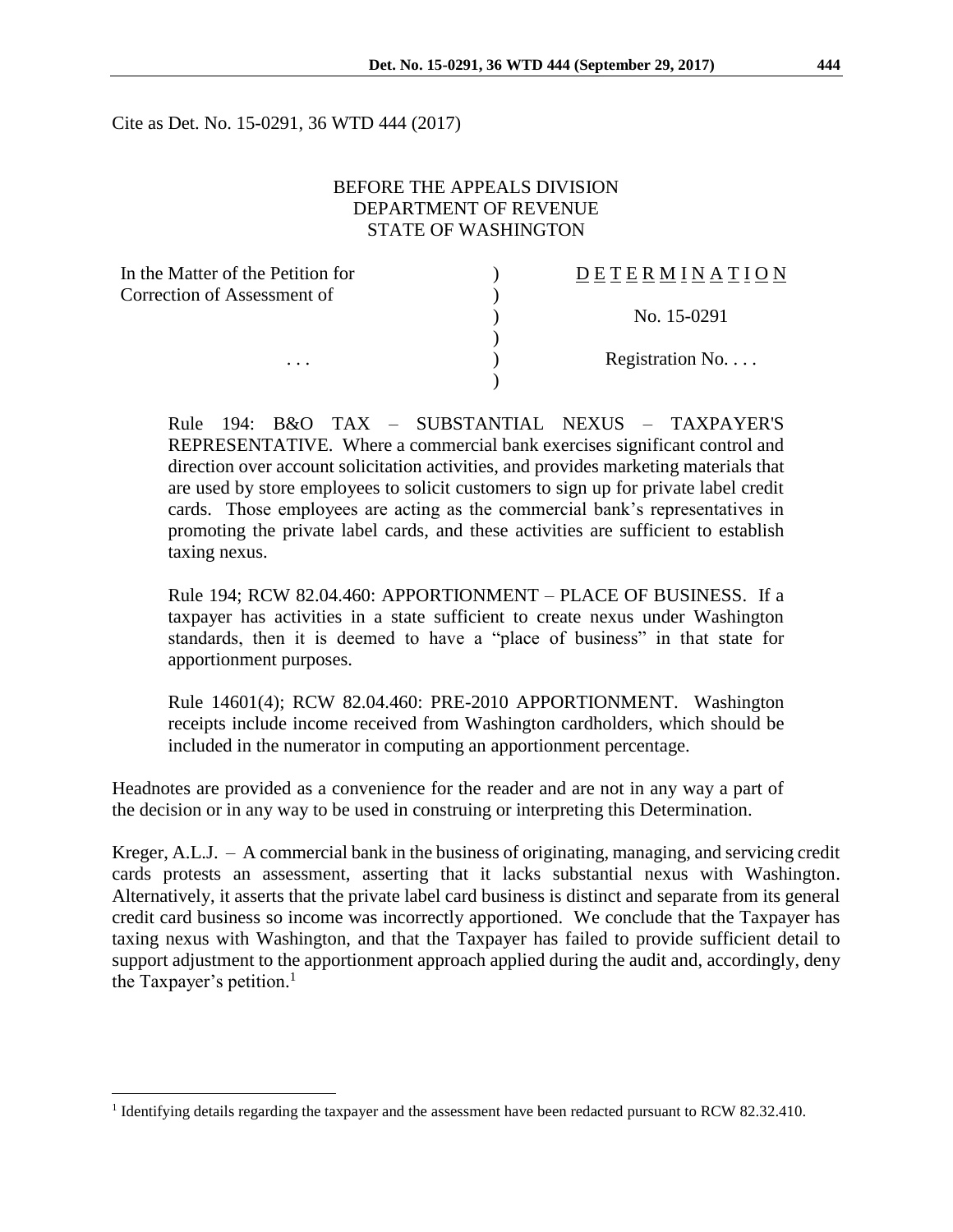Cite as Det. No. 15-0291, 36 WTD 444 (2017)

BEFORE THE APPEALS DIVISION
DEPARTMENT OF REVENUE
STATE OF WASHINGTON

| | | |
|---|---|---|
| In the Matter of the Petition for | ) | D E T E R M I N A T I O N |
| Correction of Assessment of | ) | |
| | ) | No. 15-0291 |
| | ) | |
| . . . | ) | Registration No. . . . |
| | ) | |

Rule 194: B&O TAX – SUBSTANTIAL NEXUS – TAXPAYER'S REPRESENTATIVE. Where a commercial bank exercises significant control and direction over account solicitation activities, and provides marketing materials that are used by store employees to solicit customers to sign up for private label credit cards. Those employees are acting as the commercial bank's representatives in promoting the private label cards, and these activities are sufficient to establish taxing nexus.

Rule 194; RCW 82.04.460: APPORTIONMENT – PLACE OF BUSINESS. If a taxpayer has activities in a state sufficient to create nexus under Washington standards, then it is deemed to have a "place of business" in that state for apportionment purposes.

Rule 14601(4); RCW 82.04.460: PRE-2010 APPORTIONMENT. Washington receipts include income received from Washington cardholders, which should be included in the numerator in computing an apportionment percentage.

Headnotes are provided as a convenience for the reader and are not in any way a part of the decision or in any way to be used in construing or interpreting this Determination.

Kreger, A.L.J. – A commercial bank in the business of originating, managing, and servicing credit cards protests an assessment, asserting that it lacks substantial nexus with Washington. Alternatively, it asserts that the private label card business is distinct and separate from its general credit card business so income was incorrectly apportioned. We conclude that the Taxpayer has taxing nexus with Washington, and that the Taxpayer has failed to provide sufficient detail to support adjustment to the apportionment approach applied during the audit and, accordingly, deny the Taxpayer's petition.[1]

[1] Identifying details regarding the taxpayer and the assessment have been redacted pursuant to RCW 82.32.410.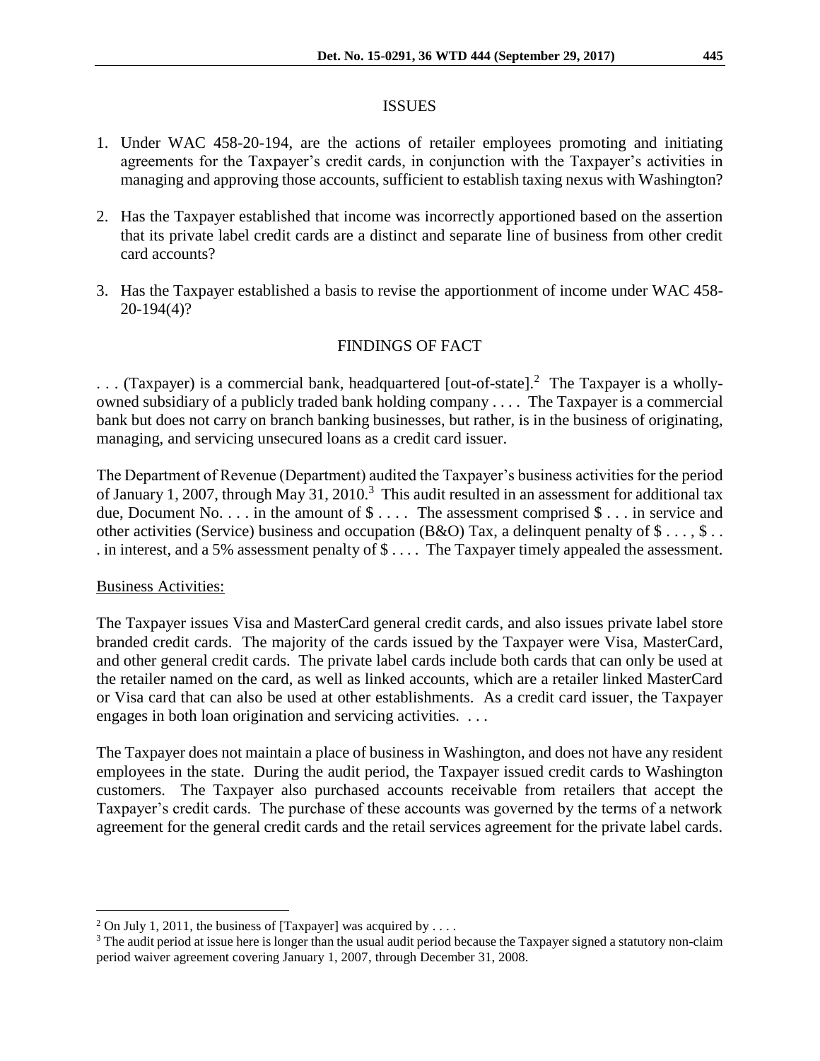## ISSUES

1. Under WAC 458-20-194, are the actions of retailer employees promoting and initiating agreements for the Taxpayer's credit cards, in conjunction with the Taxpayer's activities in managing and approving those accounts, sufficient to establish taxing nexus with Washington?

2. Has the Taxpayer established that income was incorrectly apportioned based on the assertion that its private label credit cards are a distinct and separate line of business from other credit card accounts?

3. Has the Taxpayer established a basis to revise the apportionment of income under WAC 458-20-194(4)?

## FINDINGS OF FACT

. . . (Taxpayer) is a commercial bank, headquartered [out-of-state].[2] The Taxpayer is a wholly-owned subsidiary of a publicly traded bank holding company . . . . The Taxpayer is a commercial bank but does not carry on branch banking businesses, but rather, is in the business of originating, managing, and servicing unsecured loans as a credit card issuer.

The Department of Revenue (Department) audited the Taxpayer's business activities for the period of January 1, 2007, through May 31, 2010.[3] This audit resulted in an assessment for additional tax due, Document No. . . . in the amount of $ . . . . The assessment comprised $ . . . in service and other activities (Service) business and occupation (B&O) Tax, a delinquent penalty of $ . . . , $ . . . in interest, and a 5% assessment penalty of $ . . . . The Taxpayer timely appealed the assessment.

Business Activities:

The Taxpayer issues Visa and MasterCard general credit cards, and also issues private label store branded credit cards. The majority of the cards issued by the Taxpayer were Visa, MasterCard, and other general credit cards. The private label cards include both cards that can only be used at the retailer named on the card, as well as linked accounts, which are a retailer linked MasterCard or Visa card that can also be used at other establishments. As a credit card issuer, the Taxpayer engages in both loan origination and servicing activities. . . .

The Taxpayer does not maintain a place of business in Washington, and does not have any resident employees in the state. During the audit period, the Taxpayer issued credit cards to Washington customers. The Taxpayer also purchased accounts receivable from retailers that accept the Taxpayer's credit cards. The purchase of these accounts was governed by the terms of a network agreement for the general credit cards and the retail services agreement for the private label cards.

---

[2] On July 1, 2011, the business of [Taxpayer] was acquired by . . . .

[3] The audit period at issue here is longer than the usual audit period because the Taxpayer signed a statutory non-claim period waiver agreement covering January 1, 2007, through December 31, 2008.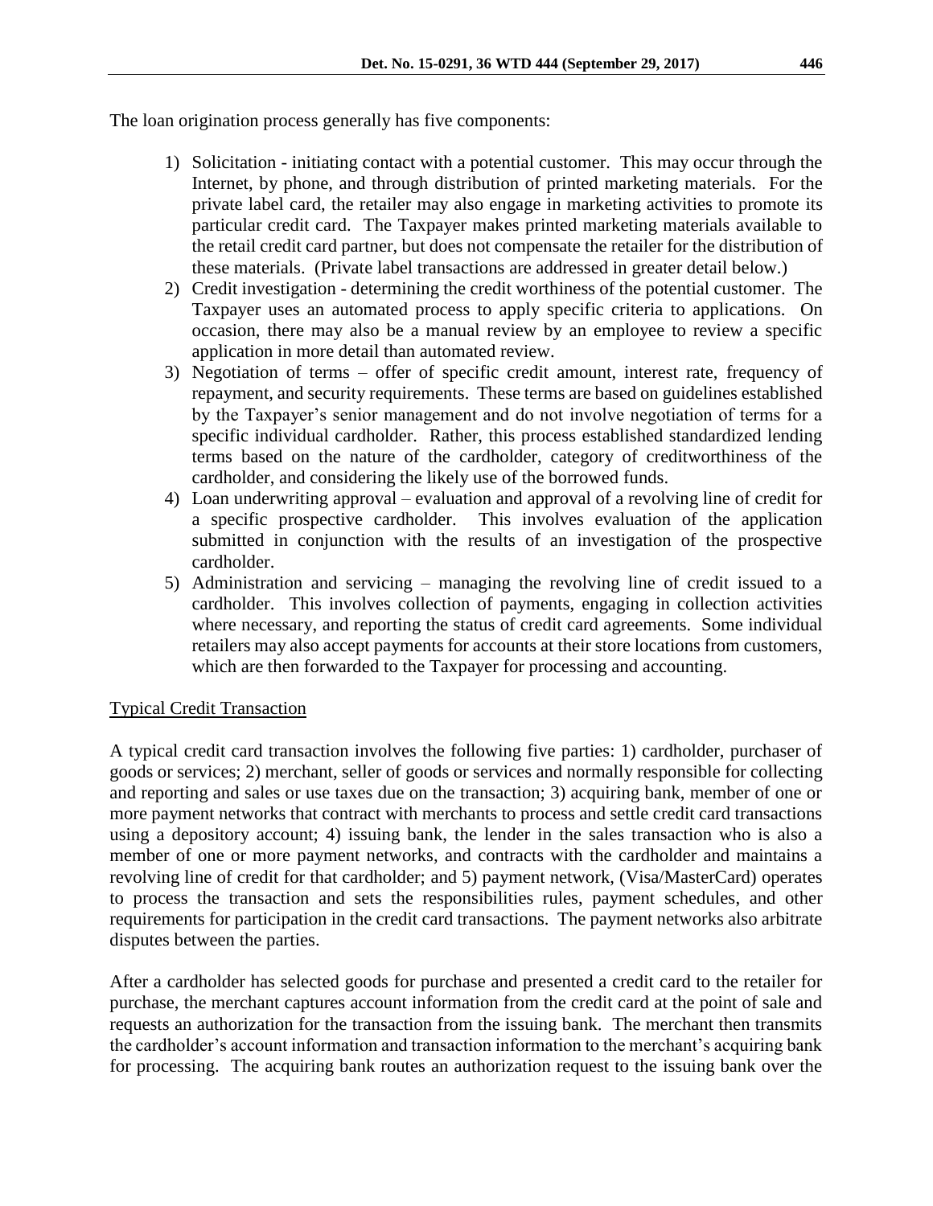The loan origination process generally has five components:

1) Solicitation - initiating contact with a potential customer. This may occur through the Internet, by phone, and through distribution of printed marketing materials. For the private label card, the retailer may also engage in marketing activities to promote its particular credit card. The Taxpayer makes printed marketing materials available to the retail credit card partner, but does not compensate the retailer for the distribution of these materials. (Private label transactions are addressed in greater detail below.)
2) Credit investigation - determining the credit worthiness of the potential customer. The Taxpayer uses an automated process to apply specific criteria to applications. On occasion, there may also be a manual review by an employee to review a specific application in more detail than automated review.
3) Negotiation of terms – offer of specific credit amount, interest rate, frequency of repayment, and security requirements. These terms are based on guidelines established by the Taxpayer's senior management and do not involve negotiation of terms for a specific individual cardholder. Rather, this process established standardized lending terms based on the nature of the cardholder, category of creditworthiness of the cardholder, and considering the likely use of the borrowed funds.
4) Loan underwriting approval – evaluation and approval of a revolving line of credit for a specific prospective cardholder. This involves evaluation of the application submitted in conjunction with the results of an investigation of the prospective cardholder.
5) Administration and servicing – managing the revolving line of credit issued to a cardholder. This involves collection of payments, engaging in collection activities where necessary, and reporting the status of credit card agreements. Some individual retailers may also accept payments for accounts at their store locations from customers, which are then forwarded to the Taxpayer for processing and accounting.

<u>Typical Credit Transaction</u>

A typical credit card transaction involves the following five parties: 1) cardholder, purchaser of goods or services; 2) merchant, seller of goods or services and normally responsible for collecting and reporting and sales or use taxes due on the transaction; 3) acquiring bank, member of one or more payment networks that contract with merchants to process and settle credit card transactions using a depository account; 4) issuing bank, the lender in the sales transaction who is also a member of one or more payment networks, and contracts with the cardholder and maintains a revolving line of credit for that cardholder; and 5) payment network, (Visa/MasterCard) operates to process the transaction and sets the responsibilities rules, payment schedules, and other requirements for participation in the credit card transactions. The payment networks also arbitrate disputes between the parties.

After a cardholder has selected goods for purchase and presented a credit card to the retailer for purchase, the merchant captures account information from the credit card at the point of sale and requests an authorization for the transaction from the issuing bank. The merchant then transmits the cardholder's account information and transaction information to the merchant's acquiring bank for processing. The acquiring bank routes an authorization request to the issuing bank over the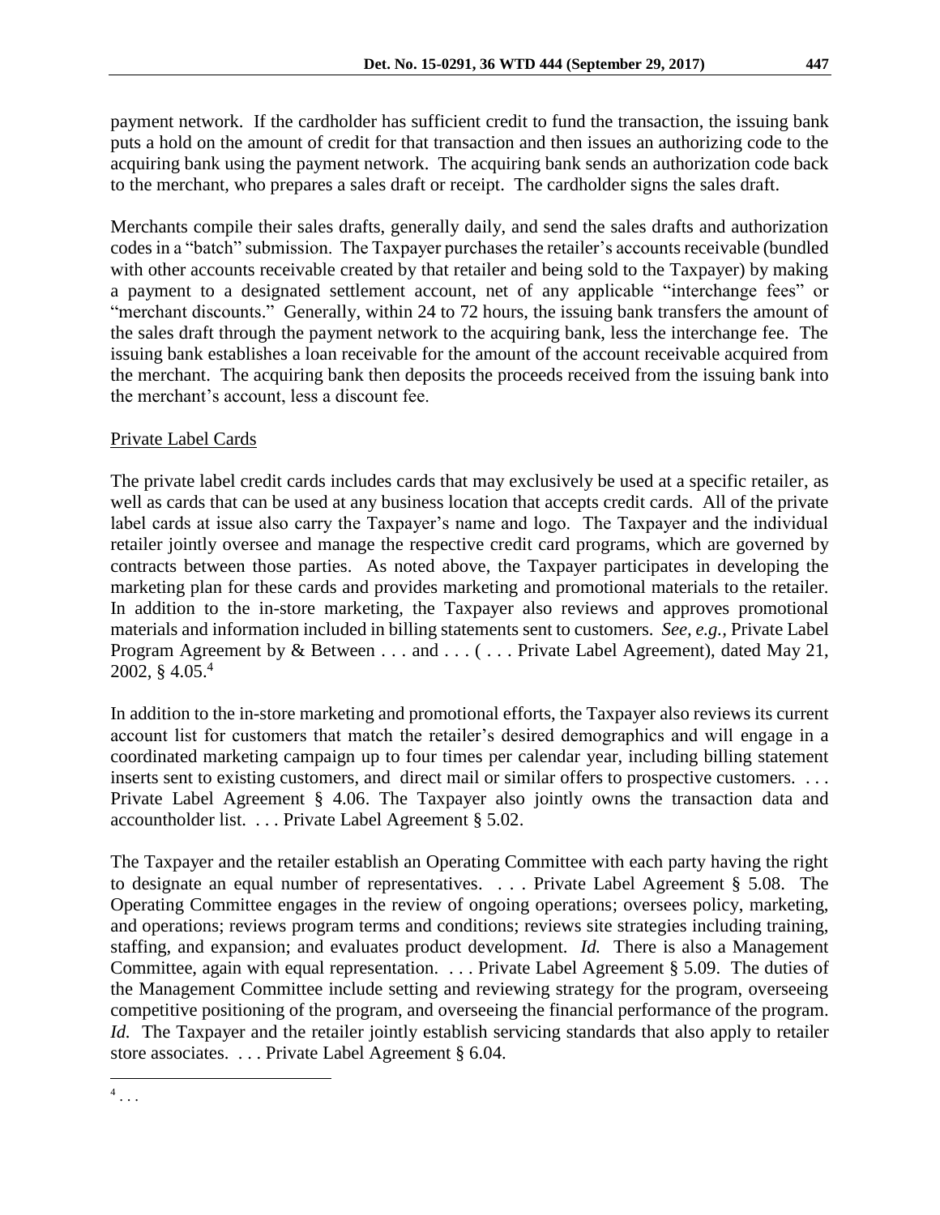payment network. If the cardholder has sufficient credit to fund the transaction, the issuing bank puts a hold on the amount of credit for that transaction and then issues an authorizing code to the acquiring bank using the payment network. The acquiring bank sends an authorization code back to the merchant, who prepares a sales draft or receipt. The cardholder signs the sales draft.

Merchants compile their sales drafts, generally daily, and send the sales drafts and authorization codes in a "batch" submission. The Taxpayer purchases the retailer's accounts receivable (bundled with other accounts receivable created by that retailer and being sold to the Taxpayer) by making a payment to a designated settlement account, net of any applicable "interchange fees" or "merchant discounts." Generally, within 24 to 72 hours, the issuing bank transfers the amount of the sales draft through the payment network to the acquiring bank, less the interchange fee. The issuing bank establishes a loan receivable for the amount of the account receivable acquired from the merchant. The acquiring bank then deposits the proceeds received from the issuing bank into the merchant's account, less a discount fee.

Private Label Cards

The private label credit cards includes cards that may exclusively be used at a specific retailer, as well as cards that can be used at any business location that accepts credit cards. All of the private label cards at issue also carry the Taxpayer's name and logo. The Taxpayer and the individual retailer jointly oversee and manage the respective credit card programs, which are governed by contracts between those parties. As noted above, the Taxpayer participates in developing the marketing plan for these cards and provides marketing and promotional materials to the retailer. In addition to the in-store marketing, the Taxpayer also reviews and approves promotional materials and information included in billing statements sent to customers. *See, e.g.,* Private Label Program Agreement by & Between . . . and . . . ( . . . Private Label Agreement), dated May 21, 2002, § 4.05.[4]

In addition to the in-store marketing and promotional efforts, the Taxpayer also reviews its current account list for customers that match the retailer's desired demographics and will engage in a coordinated marketing campaign up to four times per calendar year, including billing statement inserts sent to existing customers, and direct mail or similar offers to prospective customers. . . . Private Label Agreement § 4.06. The Taxpayer also jointly owns the transaction data and accountholder list. . . . Private Label Agreement § 5.02.

The Taxpayer and the retailer establish an Operating Committee with each party having the right to designate an equal number of representatives. . . . Private Label Agreement § 5.08. The Operating Committee engages in the review of ongoing operations; oversees policy, marketing, and operations; reviews program terms and conditions; reviews site strategies including training, staffing, and expansion; and evaluates product development. *Id.* There is also a Management Committee, again with equal representation. . . . Private Label Agreement § 5.09. The duties of the Management Committee include setting and reviewing strategy for the program, overseeing competitive positioning of the program, and overseeing the financial performance of the program. *Id.* The Taxpayer and the retailer jointly establish servicing standards that also apply to retailer store associates. . . . Private Label Agreement § 6.04.

[4] . . .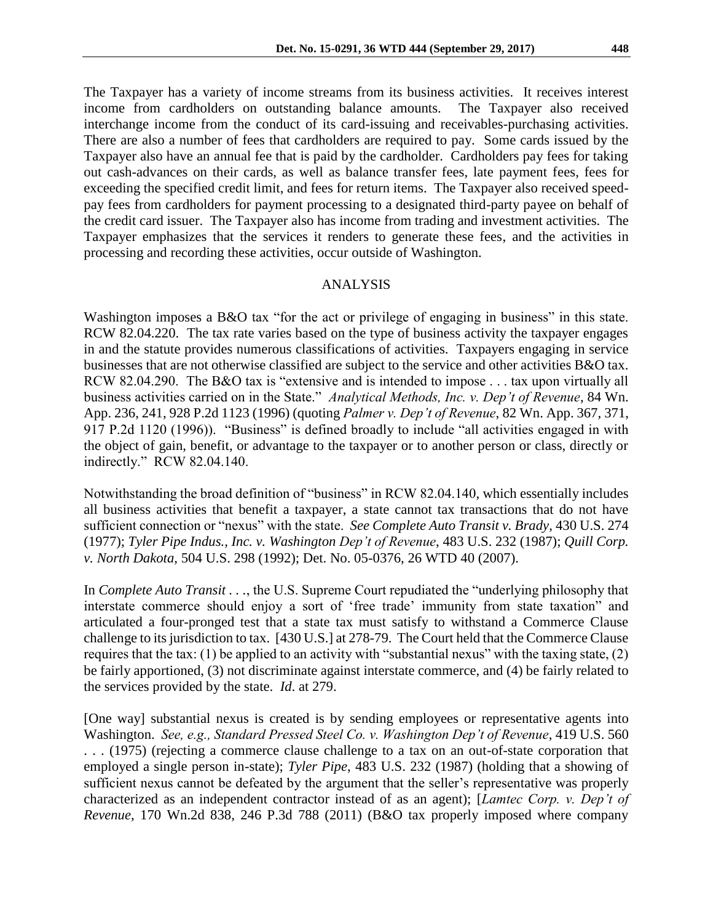The Taxpayer has a variety of income streams from its business activities. It receives interest income from cardholders on outstanding balance amounts. The Taxpayer also received interchange income from the conduct of its card-issuing and receivables-purchasing activities. There are also a number of fees that cardholders are required to pay. Some cards issued by the Taxpayer also have an annual fee that is paid by the cardholder. Cardholders pay fees for taking out cash-advances on their cards, as well as balance transfer fees, late payment fees, fees for exceeding the specified credit limit, and fees for return items. The Taxpayer also received speed-pay fees from cardholders for payment processing to a designated third-party payee on behalf of the credit card issuer. The Taxpayer also has income from trading and investment activities. The Taxpayer emphasizes that the services it renders to generate these fees, and the activities in processing and recording these activities, occur outside of Washington.

## ANALYSIS

Washington imposes a B&O tax "for the act or privilege of engaging in business" in this state. RCW 82.04.220. The tax rate varies based on the type of business activity the taxpayer engages in and the statute provides numerous classifications of activities. Taxpayers engaging in service businesses that are not otherwise classified are subject to the service and other activities B&O tax. RCW 82.04.290. The B&O tax is "extensive and is intended to impose . . . tax upon virtually all business activities carried on in the State." *Analytical Methods, Inc. v. Dep't of Revenue*, 84 Wn. App. 236, 241, 928 P.2d 1123 (1996) (quoting *Palmer v. Dep't of Revenue*, 82 Wn. App. 367, 371, 917 P.2d 1120 (1996)). "Business" is defined broadly to include "all activities engaged in with the object of gain, benefit, or advantage to the taxpayer or to another person or class, directly or indirectly." RCW 82.04.140.

Notwithstanding the broad definition of "business" in RCW 82.04.140, which essentially includes all business activities that benefit a taxpayer, a state cannot tax transactions that do not have sufficient connection or "nexus" with the state. *See Complete Auto Transit v. Brady*, 430 U.S. 274 (1977); *Tyler Pipe Indus., Inc. v. Washington Dep't of Revenue*, 483 U.S. 232 (1987); *Quill Corp. v. North Dakota*, 504 U.S. 298 (1992); Det. No. 05-0376, 26 WTD 40 (2007).

In *Complete Auto Transit* . . ., the U.S. Supreme Court repudiated the "underlying philosophy that interstate commerce should enjoy a sort of 'free trade' immunity from state taxation" and articulated a four-pronged test that a state tax must satisfy to withstand a Commerce Clause challenge to its jurisdiction to tax. [430 U.S.] at 278-79. The Court held that the Commerce Clause requires that the tax: (1) be applied to an activity with "substantial nexus" with the taxing state, (2) be fairly apportioned, (3) not discriminate against interstate commerce, and (4) be fairly related to the services provided by the state. *Id.* at 279.

[One way] substantial nexus is created is by sending employees or representative agents into Washington. *See, e.g., Standard Pressed Steel Co. v. Washington Dep't of Revenue*, 419 U.S. 560 . . . (1975) (rejecting a commerce clause challenge to a tax on an out-of-state corporation that employed a single person in-state); *Tyler Pipe*, 483 U.S. 232 (1987) (holding that a showing of sufficient nexus cannot be defeated by the argument that the seller's representative was properly characterized as an independent contractor instead of as an agent); [*Lamtec Corp. v. Dep't of Revenue*, 170 Wn.2d 838, 246 P.3d 788 (2011) (B&O tax properly imposed where company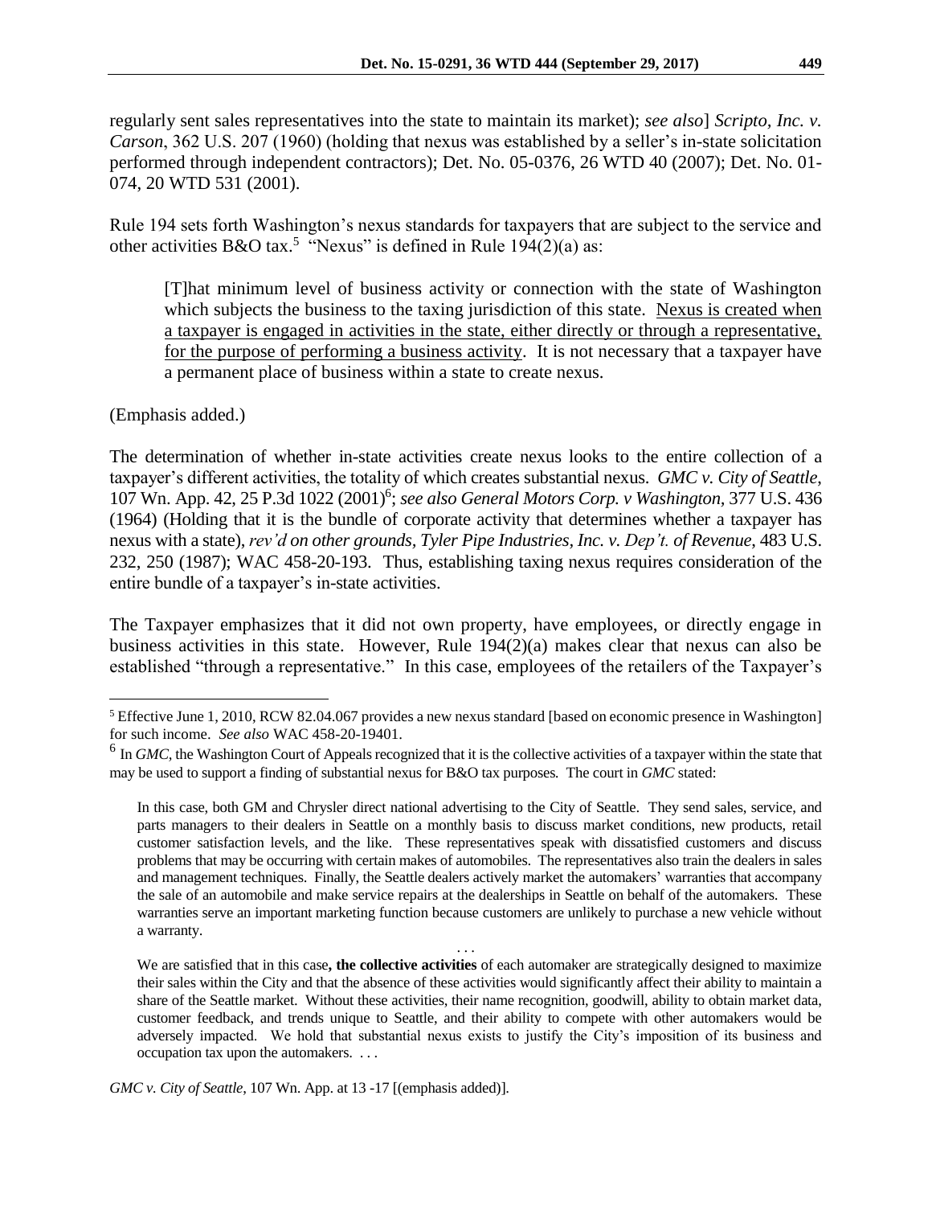regularly sent sales representatives into the state to maintain its market); *see also*] *Scripto, Inc. v. Carson*, 362 U.S. 207 (1960) (holding that nexus was established by a seller's in-state solicitation performed through independent contractors); Det. No. 05-0376, 26 WTD 40 (2007); Det. No. 01-074, 20 WTD 531 (2001).

Rule 194 sets forth Washington's nexus standards for taxpayers that are subject to the service and other activities B&O tax.[5] "Nexus" is defined in Rule 194(2)(a) as:

> [T]hat minimum level of business activity or connection with the state of Washington which subjects the business to the taxing jurisdiction of this state. <u>Nexus is created when a taxpayer is engaged in activities in the state, either directly or through a representative, for the purpose of performing a business activity</u>. It is not necessary that a taxpayer have a permanent place of business within a state to create nexus.

(Emphasis added.)

The determination of whether in-state activities create nexus looks to the entire collection of a taxpayer's different activities, the totality of which creates substantial nexus. *GMC v. City of Seattle*, 107 Wn. App. 42, 25 P.3d 1022 (2001)[6]; *see also General Motors Corp. v Washington*, 377 U.S. 436 (1964) (Holding that it is the bundle of corporate activity that determines whether a taxpayer has nexus with a state), *rev'd on other grounds*, *Tyler Pipe Industries, Inc. v. Dep't. of Revenue*, 483 U.S. 232, 250 (1987); WAC 458-20-193. Thus, establishing taxing nexus requires consideration of the entire bundle of a taxpayer's in-state activities.

The Taxpayer emphasizes that it did not own property, have employees, or directly engage in business activities in this state. However, Rule 194(2)(a) makes clear that nexus can also be established "through a representative." In this case, employees of the retailers of the Taxpayer's

---

[5] Effective June 1, 2010, RCW 82.04.067 provides a new nexus standard [based on economic presence in Washington] for such income. *See also* WAC 458-20-19401.

[6] In *GMC*, the Washington Court of Appeals recognized that it is the collective activities of a taxpayer within the state that may be used to support a finding of substantial nexus for B&O tax purposes. The court in *GMC* stated:

> In this case, both GM and Chrysler direct national advertising to the City of Seattle. They send sales, service, and parts managers to their dealers in Seattle on a monthly basis to discuss market conditions, new products, retail customer satisfaction levels, and the like. These representatives speak with dissatisfied customers and discuss problems that may be occurring with certain makes of automobiles. The representatives also train the dealers in sales and management techniques. Finally, the Seattle dealers actively market the automakers' warranties that accompany the sale of an automobile and make service repairs at the dealerships in Seattle on behalf of the automakers. These warranties serve an important marketing function because customers are unlikely to purchase a new vehicle without a warranty.
>
> . . .
>
> We are satisfied that in this case**, the collective activities** of each automaker are strategically designed to maximize their sales within the City and that the absence of these activities would significantly affect their ability to maintain a share of the Seattle market. Without these activities, their name recognition, goodwill, ability to obtain market data, customer feedback, and trends unique to Seattle, and their ability to compete with other automakers would be adversely impacted. We hold that substantial nexus exists to justify the City's imposition of its business and occupation tax upon the automakers. . . .

*GMC v. City of Seattle*, 107 Wn. App. at 13 -17 [(emphasis added)].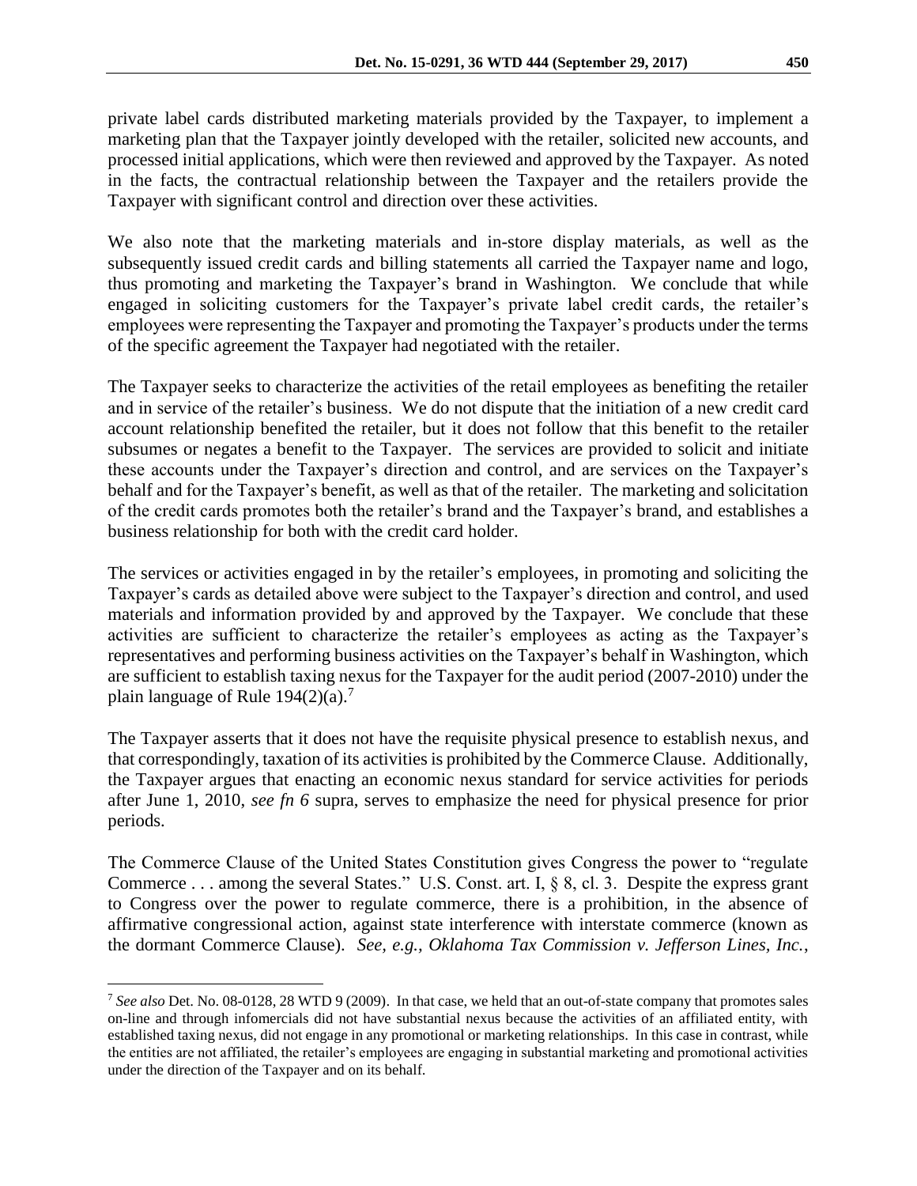private label cards distributed marketing materials provided by the Taxpayer, to implement a marketing plan that the Taxpayer jointly developed with the retailer, solicited new accounts, and processed initial applications, which were then reviewed and approved by the Taxpayer. As noted in the facts, the contractual relationship between the Taxpayer and the retailers provide the Taxpayer with significant control and direction over these activities.

We also note that the marketing materials and in-store display materials, as well as the subsequently issued credit cards and billing statements all carried the Taxpayer name and logo, thus promoting and marketing the Taxpayer's brand in Washington. We conclude that while engaged in soliciting customers for the Taxpayer's private label credit cards, the retailer's employees were representing the Taxpayer and promoting the Taxpayer's products under the terms of the specific agreement the Taxpayer had negotiated with the retailer.

The Taxpayer seeks to characterize the activities of the retail employees as benefiting the retailer and in service of the retailer's business. We do not dispute that the initiation of a new credit card account relationship benefited the retailer, but it does not follow that this benefit to the retailer subsumes or negates a benefit to the Taxpayer. The services are provided to solicit and initiate these accounts under the Taxpayer's direction and control, and are services on the Taxpayer's behalf and for the Taxpayer's benefit, as well as that of the retailer. The marketing and solicitation of the credit cards promotes both the retailer's brand and the Taxpayer's brand, and establishes a business relationship for both with the credit card holder.

The services or activities engaged in by the retailer's employees, in promoting and soliciting the Taxpayer's cards as detailed above were subject to the Taxpayer's direction and control, and used materials and information provided by and approved by the Taxpayer. We conclude that these activities are sufficient to characterize the retailer's employees as acting as the Taxpayer's representatives and performing business activities on the Taxpayer's behalf in Washington, which are sufficient to establish taxing nexus for the Taxpayer for the audit period (2007-2010) under the plain language of Rule 194(2)(a).[7]

The Taxpayer asserts that it does not have the requisite physical presence to establish nexus, and that correspondingly, taxation of its activities is prohibited by the Commerce Clause. Additionally, the Taxpayer argues that enacting an economic nexus standard for service activities for periods after June 1, 2010, *see fn 6* supra, serves to emphasize the need for physical presence for prior periods.

The Commerce Clause of the United States Constitution gives Congress the power to "regulate Commerce . . . among the several States." U.S. Const. art. I, § 8, cl. 3. Despite the express grant to Congress over the power to regulate commerce, there is a prohibition, in the absence of affirmative congressional action, against state interference with interstate commerce (known as the dormant Commerce Clause). *See, e.g., Oklahoma Tax Commission v. Jefferson Lines, Inc.*,

---

[7] *See also* Det. No. 08-0128, 28 WTD 9 (2009). In that case, we held that an out-of-state company that promotes sales on-line and through infomercials did not have substantial nexus because the activities of an affiliated entity, with established taxing nexus, did not engage in any promotional or marketing relationships. In this case in contrast, while the entities are not affiliated, the retailer's employees are engaging in substantial marketing and promotional activities under the direction of the Taxpayer and on its behalf.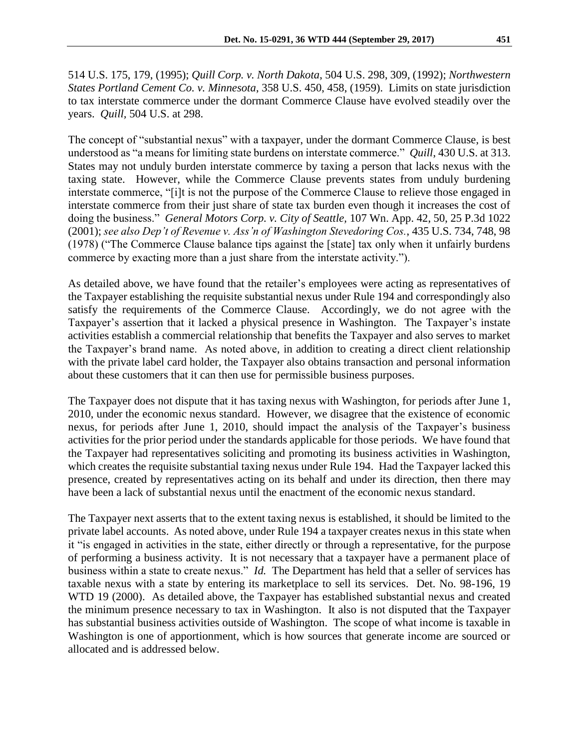514 U.S. 175, 179, (1995); *Quill Corp. v. North Dakota*, 504 U.S. 298, 309, (1992); *Northwestern States Portland Cement Co. v. Minnesota*, 358 U.S. 450, 458, (1959). Limits on state jurisdiction to tax interstate commerce under the dormant Commerce Clause have evolved steadily over the years. *Quill*, 504 U.S. at 298.

The concept of "substantial nexus" with a taxpayer, under the dormant Commerce Clause, is best understood as "a means for limiting state burdens on interstate commerce." *Quill*, 430 U.S. at 313. States may not unduly burden interstate commerce by taxing a person that lacks nexus with the taxing state. However, while the Commerce Clause prevents states from unduly burdening interstate commerce, "[i]t is not the purpose of the Commerce Clause to relieve those engaged in interstate commerce from their just share of state tax burden even though it increases the cost of doing the business." *General Motors Corp. v. City of Seattle*, 107 Wn. App. 42, 50, 25 P.3d 1022 (2001); *see also Dep't of Revenue v. Ass'n of Washington Stevedoring Cos.*, 435 U.S. 734, 748, 98 (1978) ("The Commerce Clause balance tips against the [state] tax only when it unfairly burdens commerce by exacting more than a just share from the interstate activity.").

As detailed above, we have found that the retailer's employees were acting as representatives of the Taxpayer establishing the requisite substantial nexus under Rule 194 and correspondingly also satisfy the requirements of the Commerce Clause. Accordingly, we do not agree with the Taxpayer's assertion that it lacked a physical presence in Washington. The Taxpayer's instate activities establish a commercial relationship that benefits the Taxpayer and also serves to market the Taxpayer's brand name. As noted above, in addition to creating a direct client relationship with the private label card holder, the Taxpayer also obtains transaction and personal information about these customers that it can then use for permissible business purposes.

The Taxpayer does not dispute that it has taxing nexus with Washington, for periods after June 1, 2010, under the economic nexus standard. However, we disagree that the existence of economic nexus, for periods after June 1, 2010, should impact the analysis of the Taxpayer's business activities for the prior period under the standards applicable for those periods. We have found that the Taxpayer had representatives soliciting and promoting its business activities in Washington, which creates the requisite substantial taxing nexus under Rule 194. Had the Taxpayer lacked this presence, created by representatives acting on its behalf and under its direction, then there may have been a lack of substantial nexus until the enactment of the economic nexus standard.

The Taxpayer next asserts that to the extent taxing nexus is established, it should be limited to the private label accounts. As noted above, under Rule 194 a taxpayer creates nexus in this state when it "is engaged in activities in the state, either directly or through a representative, for the purpose of performing a business activity. It is not necessary that a taxpayer have a permanent place of business within a state to create nexus." *Id.* The Department has held that a seller of services has taxable nexus with a state by entering its marketplace to sell its services. Det. No. 98-196, 19 WTD 19 (2000). As detailed above, the Taxpayer has established substantial nexus and created the minimum presence necessary to tax in Washington. It also is not disputed that the Taxpayer has substantial business activities outside of Washington. The scope of what income is taxable in Washington is one of apportionment, which is how sources that generate income are sourced or allocated and is addressed below.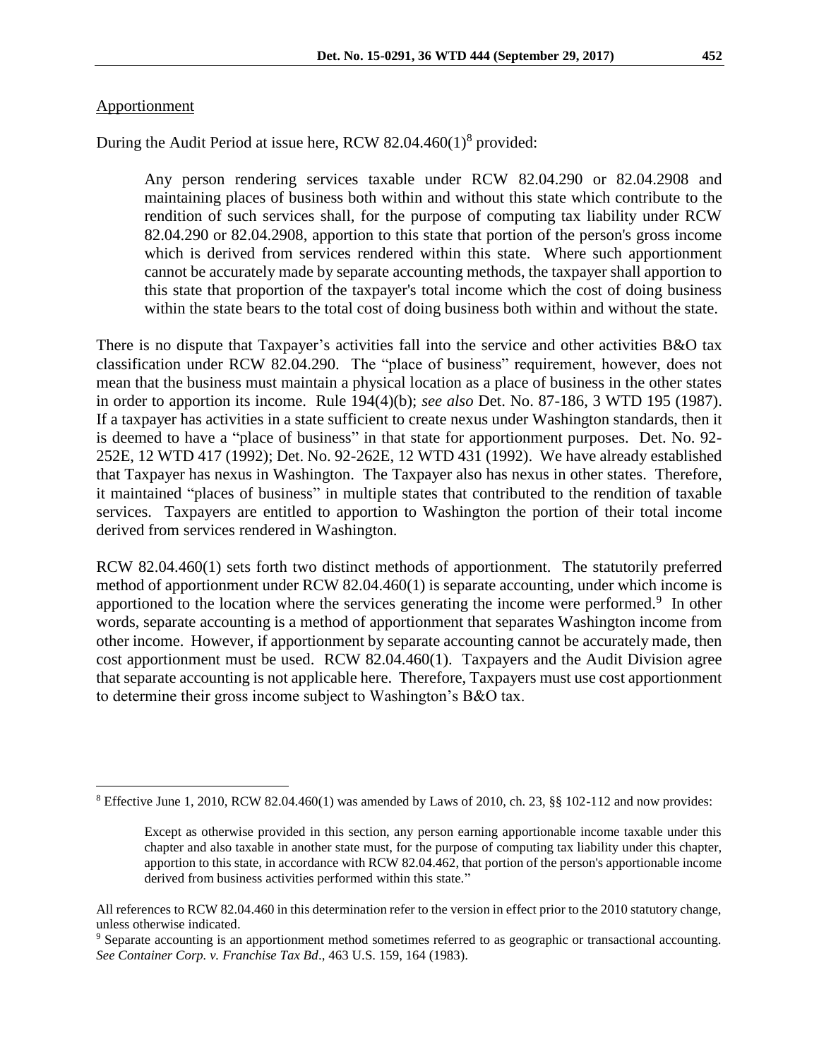Apportionment

During the Audit Period at issue here, RCW 82.04.460(1)[8] provided:

> Any person rendering services taxable under RCW 82.04.290 or 82.04.2908 and maintaining places of business both within and without this state which contribute to the rendition of such services shall, for the purpose of computing tax liability under RCW 82.04.290 or 82.04.2908, apportion to this state that portion of the person's gross income which is derived from services rendered within this state. Where such apportionment cannot be accurately made by separate accounting methods, the taxpayer shall apportion to this state that proportion of the taxpayer's total income which the cost of doing business within the state bears to the total cost of doing business both within and without the state.

There is no dispute that Taxpayer's activities fall into the service and other activities B&O tax classification under RCW 82.04.290. The "place of business" requirement, however, does not mean that the business must maintain a physical location as a place of business in the other states in order to apportion its income. Rule 194(4)(b); *see also* Det. No. 87-186, 3 WTD 195 (1987). If a taxpayer has activities in a state sufficient to create nexus under Washington standards, then it is deemed to have a "place of business" in that state for apportionment purposes. Det. No. 92-252E, 12 WTD 417 (1992); Det. No. 92-262E, 12 WTD 431 (1992). We have already established that Taxpayer has nexus in Washington. The Taxpayer also has nexus in other states. Therefore, it maintained "places of business" in multiple states that contributed to the rendition of taxable services. Taxpayers are entitled to apportion to Washington the portion of their total income derived from services rendered in Washington.

RCW 82.04.460(1) sets forth two distinct methods of apportionment. The statutorily preferred method of apportionment under RCW 82.04.460(1) is separate accounting, under which income is apportioned to the location where the services generating the income were performed.[9] In other words, separate accounting is a method of apportionment that separates Washington income from other income. However, if apportionment by separate accounting cannot be accurately made, then cost apportionment must be used. RCW 82.04.460(1). Taxpayers and the Audit Division agree that separate accounting is not applicable here. Therefore, Taxpayers must use cost apportionment to determine their gross income subject to Washington's B&O tax.

---

[8] Effective June 1, 2010, RCW 82.04.460(1) was amended by Laws of 2010, ch. 23, §§ 102-112 and now provides:

> Except as otherwise provided in this section, any person earning apportionable income taxable under this chapter and also taxable in another state must, for the purpose of computing tax liability under this chapter, apportion to this state, in accordance with RCW 82.04.462, that portion of the person's apportionable income derived from business activities performed within this state."

All references to RCW 82.04.460 in this determination refer to the version in effect prior to the 2010 statutory change, unless otherwise indicated.

[9] Separate accounting is an apportionment method sometimes referred to as geographic or transactional accounting. *See Container Corp. v. Franchise Tax Bd*., 463 U.S. 159, 164 (1983).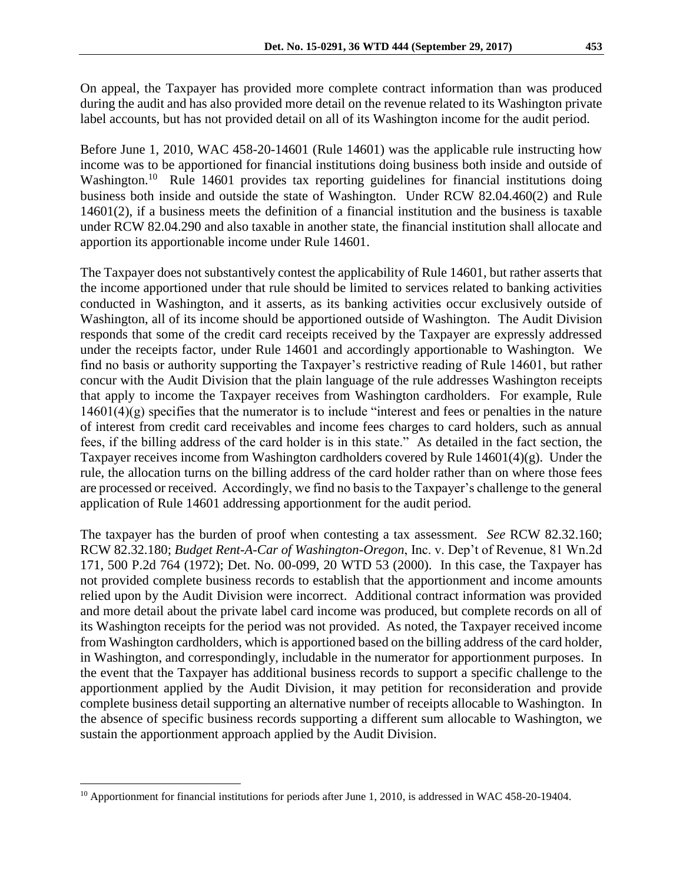On appeal, the Taxpayer has provided more complete contract information than was produced during the audit and has also provided more detail on the revenue related to its Washington private label accounts, but has not provided detail on all of its Washington income for the audit period.

Before June 1, 2010, WAC 458-20-14601 (Rule 14601) was the applicable rule instructing how income was to be apportioned for financial institutions doing business both inside and outside of Washington.[10] Rule 14601 provides tax reporting guidelines for financial institutions doing business both inside and outside the state of Washington. Under RCW 82.04.460(2) and Rule 14601(2), if a business meets the definition of a financial institution and the business is taxable under RCW 82.04.290 and also taxable in another state, the financial institution shall allocate and apportion its apportionable income under Rule 14601.

The Taxpayer does not substantively contest the applicability of Rule 14601, but rather asserts that the income apportioned under that rule should be limited to services related to banking activities conducted in Washington, and it asserts, as its banking activities occur exclusively outside of Washington, all of its income should be apportioned outside of Washington. The Audit Division responds that some of the credit card receipts received by the Taxpayer are expressly addressed under the receipts factor, under Rule 14601 and accordingly apportionable to Washington. We find no basis or authority supporting the Taxpayer's restrictive reading of Rule 14601, but rather concur with the Audit Division that the plain language of the rule addresses Washington receipts that apply to income the Taxpayer receives from Washington cardholders. For example, Rule 14601(4)(g) specifies that the numerator is to include "interest and fees or penalties in the nature of interest from credit card receivables and income fees charges to card holders, such as annual fees, if the billing address of the card holder is in this state." As detailed in the fact section, the Taxpayer receives income from Washington cardholders covered by Rule 14601(4)(g). Under the rule, the allocation turns on the billing address of the card holder rather than on where those fees are processed or received. Accordingly, we find no basis to the Taxpayer's challenge to the general application of Rule 14601 addressing apportionment for the audit period.

The taxpayer has the burden of proof when contesting a tax assessment. *See* RCW 82.32.160; RCW 82.32.180; *Budget Rent-A-Car of Washington-Oregon*, Inc. v. Dep't of Revenue, 81 Wn.2d 171, 500 P.2d 764 (1972); Det. No. 00-099, 20 WTD 53 (2000). In this case, the Taxpayer has not provided complete business records to establish that the apportionment and income amounts relied upon by the Audit Division were incorrect. Additional contract information was provided and more detail about the private label card income was produced, but complete records on all of its Washington receipts for the period was not provided. As noted, the Taxpayer received income from Washington cardholders, which is apportioned based on the billing address of the card holder, in Washington, and correspondingly, includable in the numerator for apportionment purposes. In the event that the Taxpayer has additional business records to support a specific challenge to the apportionment applied by the Audit Division, it may petition for reconsideration and provide complete business detail supporting an alternative number of receipts allocable to Washington. In the absence of specific business records supporting a different sum allocable to Washington, we sustain the apportionment approach applied by the Audit Division.

[10] Apportionment for financial institutions for periods after June 1, 2010, is addressed in WAC 458-20-19404.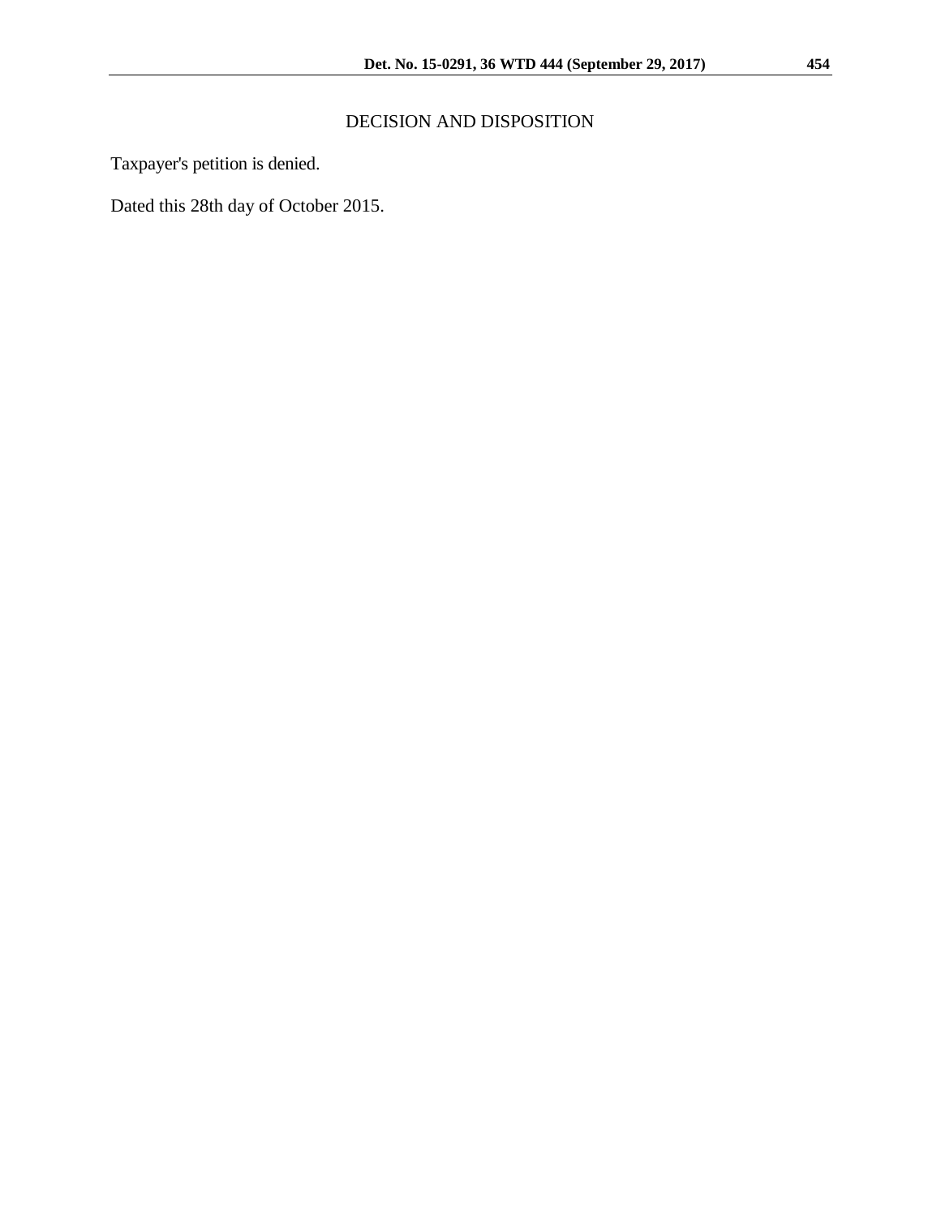## DECISION AND DISPOSITION

Taxpayer's petition is denied.

Dated this 28th day of October 2015.